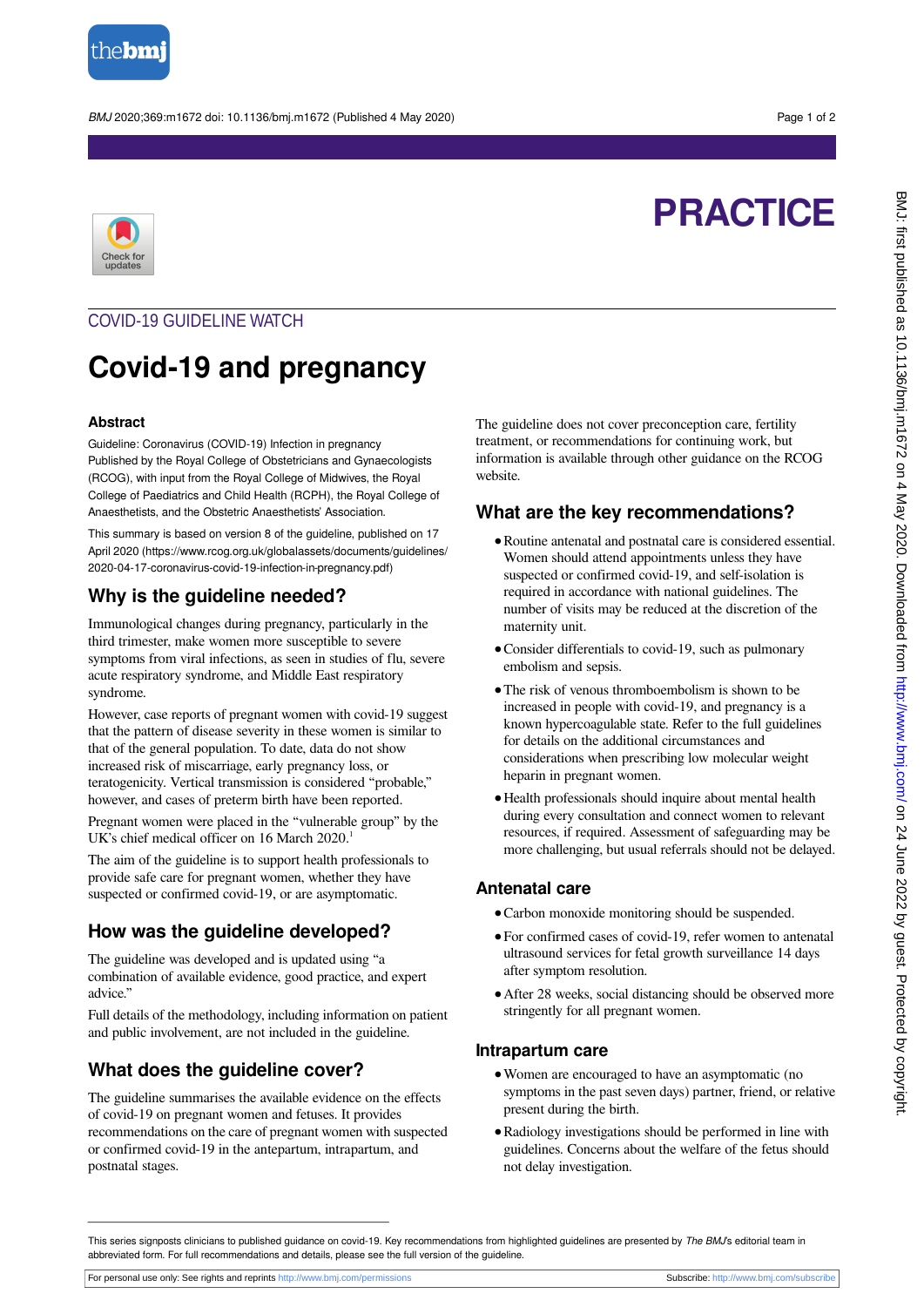# PRACTICE

## COVID-19 GUIDELINE WATCH

# Covid-19 and pregnancy

### Abstract

Guideline: Coronavirus (COVID-19) Infection in pregnancy

Published by the Royal College of Obstetricians and Gynaecologists (RCOG), with input from the Royal College of Midwives, the Royal College of Paediatrics and Child Health (RCPH), the Royal College of Anaesthetists, and the Obstetric Anaesthetists' Association.

This summary is based on version 8 of the guideline, published on 17 April 2020 (https://www.rcog.org.uk/globalassets/documents/guidelines/2020-04-17-coronavirus-covid-19-infection-in-pregnancy.pdf)

## Why is the guideline needed?

Immunological changes during pregnancy, particularly in the third trimester, make women more susceptible to severe symptoms from viral infections, as seen in studies of flu, severe acute respiratory syndrome, and Middle East respiratory syndrome.

However, case reports of pregnant women with covid-19 suggest that the pattern of disease severity in these women is similar to that of the general population. To date, data do not show increased risk of miscarriage, early pregnancy loss, or teratogenicity. Vertical transmission is considered "probable," however, and cases of preterm birth have been reported.

Pregnant women were placed in the "vulnerable group" by the UK's chief medical officer on 16 March 2020.[1]

The aim of the guideline is to support health professionals to provide safe care for pregnant women, whether they have suspected or confirmed covid-19, or are asymptomatic.

## How was the guideline developed?

The guideline was developed and is updated using "a combination of available evidence, good practice, and expert advice."

Full details of the methodology, including information on patient and public involvement, are not included in the guideline.

## What does the guideline cover?

The guideline summarises the available evidence on the effects of covid-19 on pregnant women and fetuses. It provides recommendations on the care of pregnant women with suspected or confirmed covid-19 in the antepartum, intrapartum, and postnatal stages.

The guideline does not cover preconception care, fertility treatment, or recommendations for continuing work, but information is available through other guidance on the RCOG website.

## What are the key recommendations?

- Routine antenatal and postnatal care is considered essential. Women should attend appointments unless they have suspected or confirmed covid-19, and self-isolation is required in accordance with national guidelines. The number of visits may be reduced at the discretion of the maternity unit.
- Consider differentials to covid-19, such as pulmonary embolism and sepsis.
- The risk of venous thromboembolism is shown to be increased in people with covid-19, and pregnancy is a known hypercoagulable state. Refer to the full guidelines for details on the additional circumstances and considerations when prescribing low molecular weight heparin in pregnant women.
- Health professionals should inquire about mental health during every consultation and connect women to relevant resources, if required. Assessment of safeguarding may be more challenging, but usual referrals should not be delayed.

### Antenatal care

- Carbon monoxide monitoring should be suspended.
- For confirmed cases of covid-19, refer women to antenatal ultrasound services for fetal growth surveillance 14 days after symptom resolution.
- After 28 weeks, social distancing should be observed more stringently for all pregnant women.

### Intrapartum care

- Women are encouraged to have an asymptomatic (no symptoms in the past seven days) partner, friend, or relative present during the birth.
- Radiology investigations should be performed in line with guidelines. Concerns about the welfare of the fetus should not delay investigation.

---

This series signposts clinicians to published guidance on covid-19. Key recommendations from highlighted guidelines are presented by *The BMJ*'s editorial team in abbreviated form. For full recommendations and details, please see the full version of the guideline.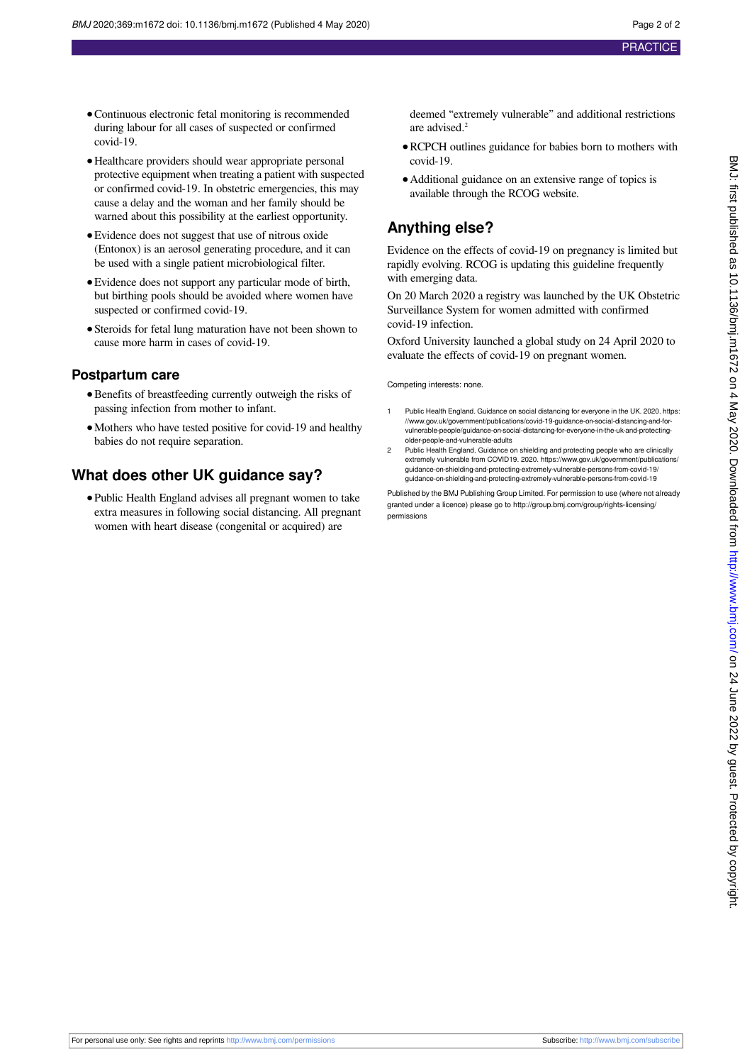- Continuous electronic fetal monitoring is recommended during labour for all cases of suspected or confirmed covid-19.
- Healthcare providers should wear appropriate personal protective equipment when treating a patient with suspected or confirmed covid-19. In obstetric emergencies, this may cause a delay and the woman and her family should be warned about this possibility at the earliest opportunity.
- Evidence does not suggest that use of nitrous oxide (Entonox) is an aerosol generating procedure, and it can be used with a single patient microbiological filter.
- Evidence does not support any particular mode of birth, but birthing pools should be avoided where women have suspected or confirmed covid-19.
- Steroids for fetal lung maturation have not been shown to cause more harm in cases of covid-19.

## Postpartum care

- Benefits of breastfeeding currently outweigh the risks of passing infection from mother to infant.
- Mothers who have tested positive for covid-19 and healthy babies do not require separation.

## What does other UK guidance say?

- Public Health England advises all pregnant women to take extra measures in following social distancing. All pregnant women with heart disease (congenital or acquired) are deemed "extremely vulnerable" and additional restrictions are advised.[2]
- RCPCH outlines guidance for babies born to mothers with covid-19.
- Additional guidance on an extensive range of topics is available through the RCOG website.

## Anything else?

Evidence on the effects of covid-19 on pregnancy is limited but rapidly evolving. RCOG is updating this guideline frequently with emerging data.

On 20 March 2020 a registry was launched by the UK Obstetric Surveillance System for women admitted with confirmed covid-19 infection.

Oxford University launched a global study on 24 April 2020 to evaluate the effects of covid-19 on pregnant women.

Competing interests: none.

1. Public Health England. Guidance on social distancing for everyone in the UK. 2020. https://www.gov.uk/government/publications/covid-19-guidance-on-social-distancing-and-for-vulnerable-people/guidance-on-social-distancing-for-everyone-in-the-uk-and-protecting-older-people-and-vulnerable-adults
2. Public Health England. Guidance on shielding and protecting people who are clinically extremely vulnerable from COVID19. 2020. https://www.gov.uk/government/publications/guidance-on-shielding-and-protecting-extremely-vulnerable-persons-from-covid-19/guidance-on-shielding-and-protecting-extremely-vulnerable-persons-from-covid-19

Published by the BMJ Publishing Group Limited. For permission to use (where not already granted under a licence) please go to http://group.bmj.com/group/rights-licensing/permissions